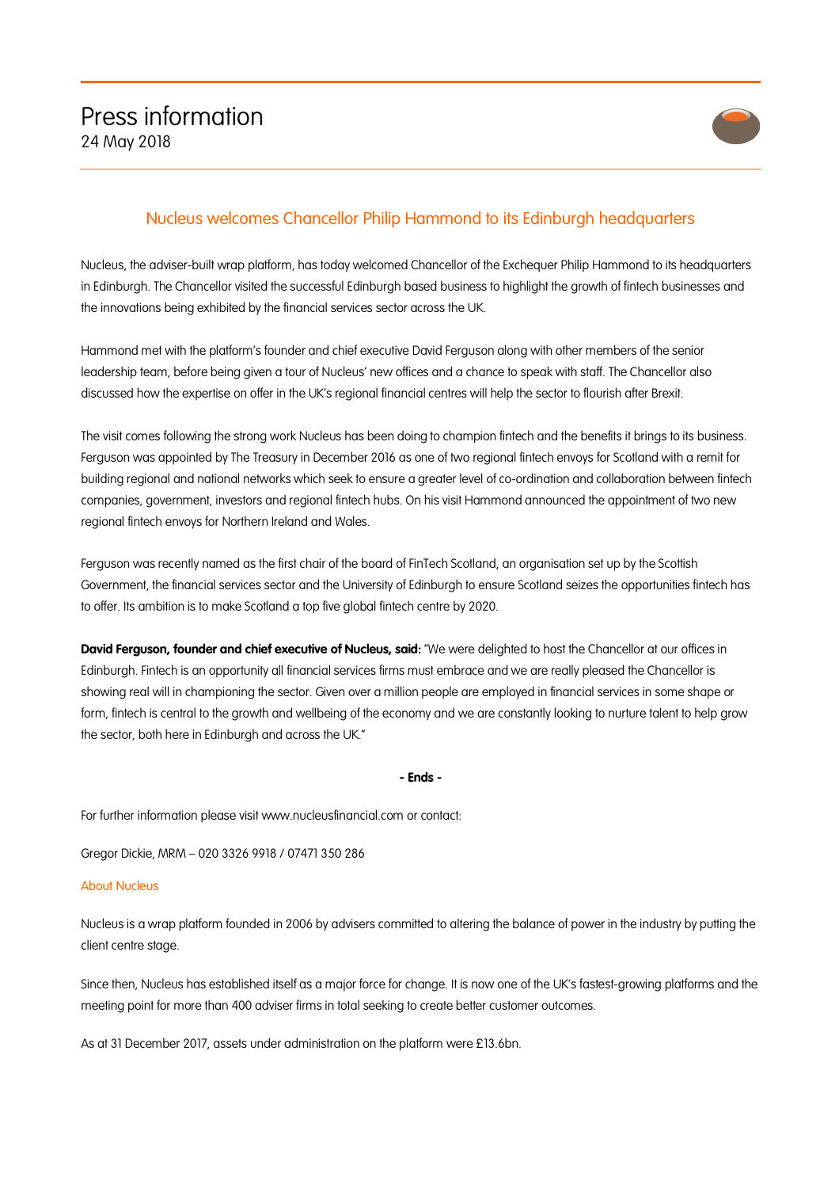# Press information

24 May 2018

## Nucleus welcomes Chancellor Philip Hammond to its Edinburgh headquarters

Nucleus, the adviser-built wrap platform, has today welcomed Chancellor of the Exchequer Philip Hammond to its headquarters in Edinburgh. The Chancellor visited the successful Edinburgh based business to highlight the growth of fintech businesses and the innovations being exhibited by the financial services sector across the UK.

Hammond met with the platform's founder and chief executive David Ferguson along with other members of the senior leadership team, before being given a tour of Nucleus' new offices and a chance to speak with staff. The Chancellor also discussed how the expertise on offer in the UK's regional financial centres will help the sector to flourish after Brexit.

The visit comes following the strong work Nucleus has been doing to champion fintech and the benefits it brings to its business. Ferguson was appointed by The Treasury in December 2016 as one of two regional fintech envoys for Scotland with a remit for building regional and national networks which seek to ensure a greater level of co-ordination and collaboration between fintech companies, government, investors and regional fintech hubs. On his visit Hammond announced the appointment of two new regional fintech envoys for Northern Ireland and Wales.

Ferguson was recently named as the first chair of the board of FinTech Scotland, an organisation set up by the Scottish Government, the financial services sector and the University of Edinburgh to ensure Scotland seizes the opportunities fintech has to offer. Its ambition is to make Scotland a top five global fintech centre by 2020.

**David Ferguson, founder and chief executive of Nucleus, said:** "We were delighted to host the Chancellor at our offices in Edinburgh. Fintech is an opportunity all financial services firms must embrace and we are really pleased the Chancellor is showing real will in championing the sector. Given over a million people are employed in financial services in some shape or form, fintech is central to the growth and wellbeing of the economy and we are constantly looking to nurture talent to help grow the sector, both here in Edinburgh and across the UK."

**- Ends -**

For further information please visit www.nucleusfinancial.com or contact:

Gregor Dickie, MRM – 020 3326 9918 / 07471 350 286

### About Nucleus

Nucleus is a wrap platform founded in 2006 by advisers committed to altering the balance of power in the industry by putting the client centre stage.

Since then, Nucleus has established itself as a major force for change. It is now one of the UK's fastest-growing platforms and the meeting point for more than 400 adviser firms in total seeking to create better customer outcomes.

As at 31 December 2017, assets under administration on the platform were £13.6bn.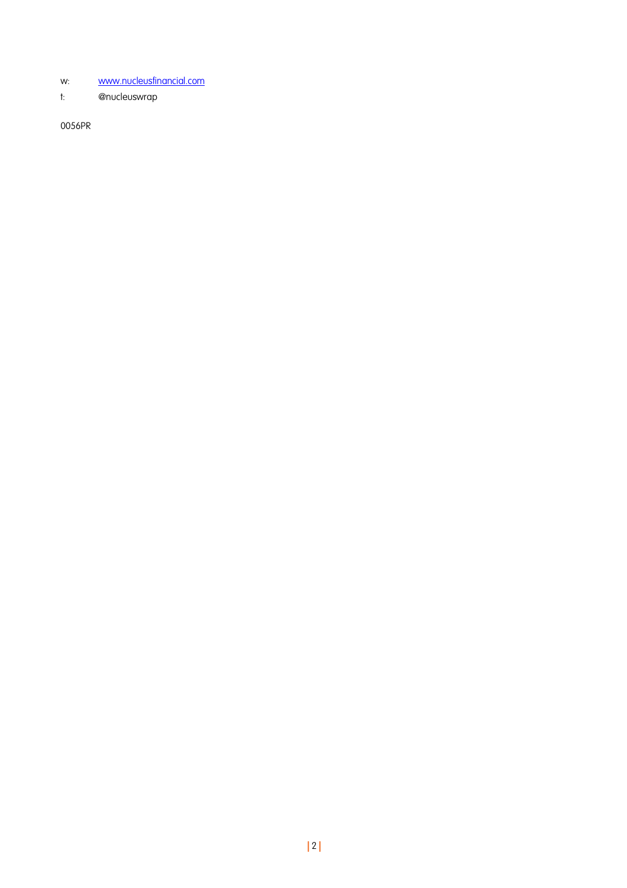w: [www.nucleusfinancial.com](http://www.nucleusfinancial.com)

t: @nucleuswrap

0056PR